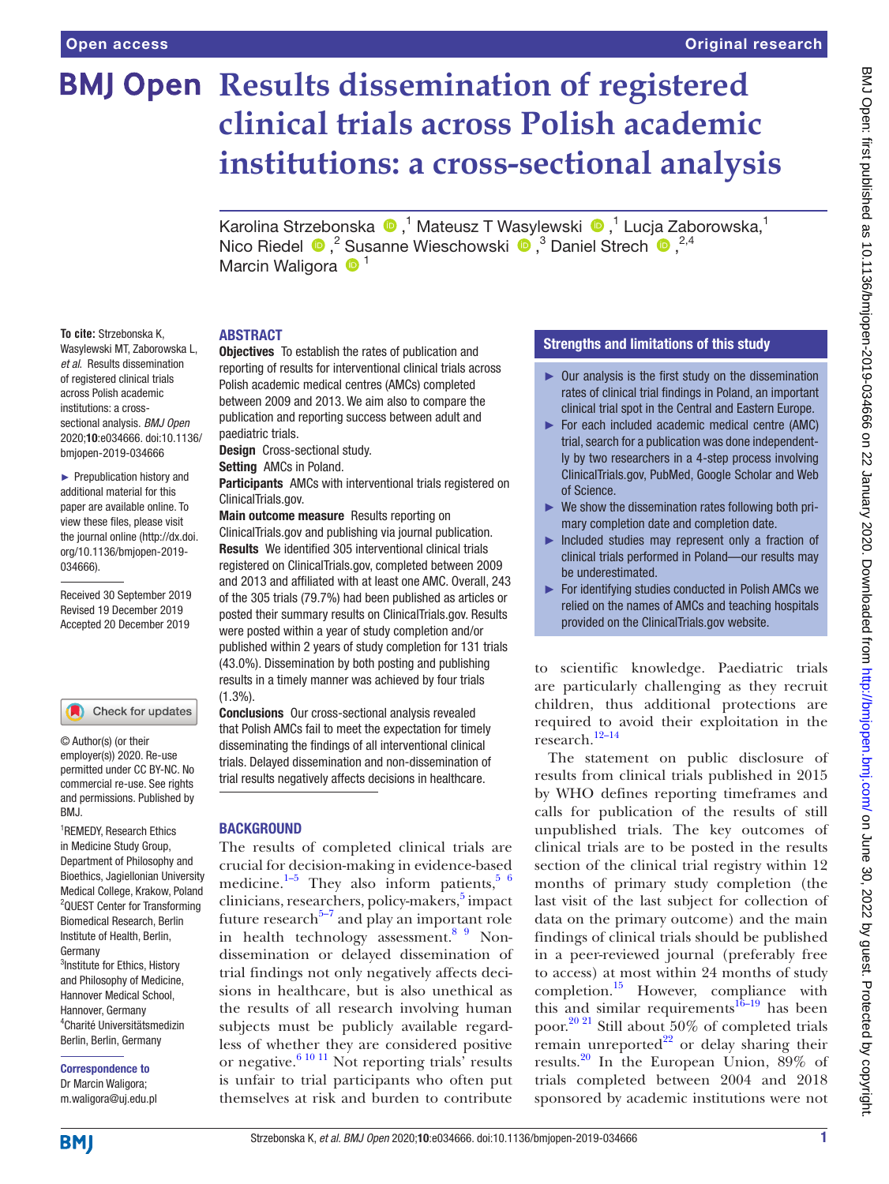# Results dissemination of registered clinical trials across Polish academic institutions: a cross-sectional analysis

Karolina Strzebonska ,[1] Mateusz T Wasylewski ,[1] Lucja Zaborowska,[1] Nico Riedel ,[2] Susanne Wieschowski ,[3] Daniel Strech ,[2,4] Marcin Waligora [1]

**To cite:** Strzebonska K, Wasylewski MT, Zaborowska L, *et al*. Results dissemination of registered clinical trials across Polish academic institutions: a cross-sectional analysis. *BMJ Open* 2020;**10**:e034666. doi:10.1136/bmjopen-2019-034666

► Prepublication history and additional material for this paper are available online. To view these files, please visit the journal online (http://dx.doi.org/10.1136/bmjopen-2019-034666).

Received 30 September 2019
Revised 19 December 2019
Accepted 20 December 2019

© Author(s) (or their employer(s)) 2020. Re-use permitted under CC BY-NC. No commercial re-use. See rights and permissions. Published by BMJ.

[1]REMEDY, Research Ethics in Medicine Study Group, Department of Philosophy and Bioethics, Jagiellonian University Medical College, Krakow, Poland
[2]QUEST Center for Transforming Biomedical Research, Berlin Institute of Health, Berlin, Germany
[3]Institute for Ethics, History and Philosophy of Medicine, Hannover Medical School, Hannover, Germany
[4]Charité Universitätsmedizin Berlin, Berlin, Germany

**Correspondence to**
Dr Marcin Waligora;
m.waligora@uj.edu.pl

## ABSTRACT

**Objectives** To establish the rates of publication and reporting of results for interventional clinical trials across Polish academic medical centres (AMCs) completed between 2009 and 2013. We aim also to compare the publication and reporting success between adult and paediatric trials.

**Design** Cross-sectional study.

**Setting** AMCs in Poland.

**Participants** AMCs with interventional trials registered on ClinicalTrials.gov.

**Main outcome measure** Results reporting on ClinicalTrials.gov and publishing via journal publication.

**Results** We identified 305 interventional clinical trials registered on ClinicalTrials.gov, completed between 2009 and 2013 and affiliated with at least one AMC. Overall, 243 of the 305 trials (79.7%) had been published as articles or posted their summary results on ClinicalTrials.gov. Results were posted within a year of study completion and/or published within 2 years of study completion for 131 trials (43.0%). Dissemination by both posting and publishing results in a timely manner was achieved by four trials (1.3%).

**Conclusions** Our cross-sectional analysis revealed that Polish AMCs fail to meet the expectation for timely disseminating the findings of all interventional clinical trials. Delayed dissemination and non-dissemination of trial results negatively affects decisions in healthcare.

### Strengths and limitations of this study

- ► Our analysis is the first study on the dissemination rates of clinical trial findings in Poland, an important clinical trial spot in the Central and Eastern Europe.
- ► For each included academic medical centre (AMC) trial, search for a publication was done independently by two researchers in a 4-step process involving ClinicalTrials.gov, PubMed, Google Scholar and Web of Science.
- ► We show the dissemination rates following both primary completion date and completion date.
- ► Included studies may represent only a fraction of clinical trials performed in Poland—our results may be underestimated.
- ► For identifying studies conducted in Polish AMCs we relied on the names of AMCs and teaching hospitals provided on the ClinicalTrials.gov website.

## BACKGROUND

The results of completed clinical trials are crucial for decision-making in evidence-based medicine.[1–5] They also inform patients,[5 6] clinicians, researchers, policy-makers,[5] impact future research[5–7] and play an important role in health technology assessment.[8 9] Non-dissemination or delayed dissemination of trial findings not only negatively affects decisions in healthcare, but is also unethical as the results of all research involving human subjects must be publicly available regardless of whether they are considered positive or negative.[6 10 11] Not reporting trials' results is unfair to trial participants who often put themselves at risk and burden to contribute to scientific knowledge. Paediatric trials are particularly challenging as they recruit children, thus additional protections are required to avoid their exploitation in the research.[12–14]

The statement on public disclosure of results from clinical trials published in 2015 by WHO defines reporting timeframes and calls for publication of the results of still unpublished trials. The key outcomes of clinical trials are to be posted in the results section of the clinical trial registry within 12 months of primary study completion (the last visit of the last subject for collection of data on the primary outcome) and the main findings of clinical trials should be published in a peer-reviewed journal (preferably free to access) at most within 24 months of study completion.[15] However, compliance with this and similar requirements[16–19] has been poor.[20 21] Still about 50% of completed trials remain unreported[22] or delay sharing their results.[20] In the European Union, 89% of trials completed between 2004 and 2018 sponsored by academic institutions were not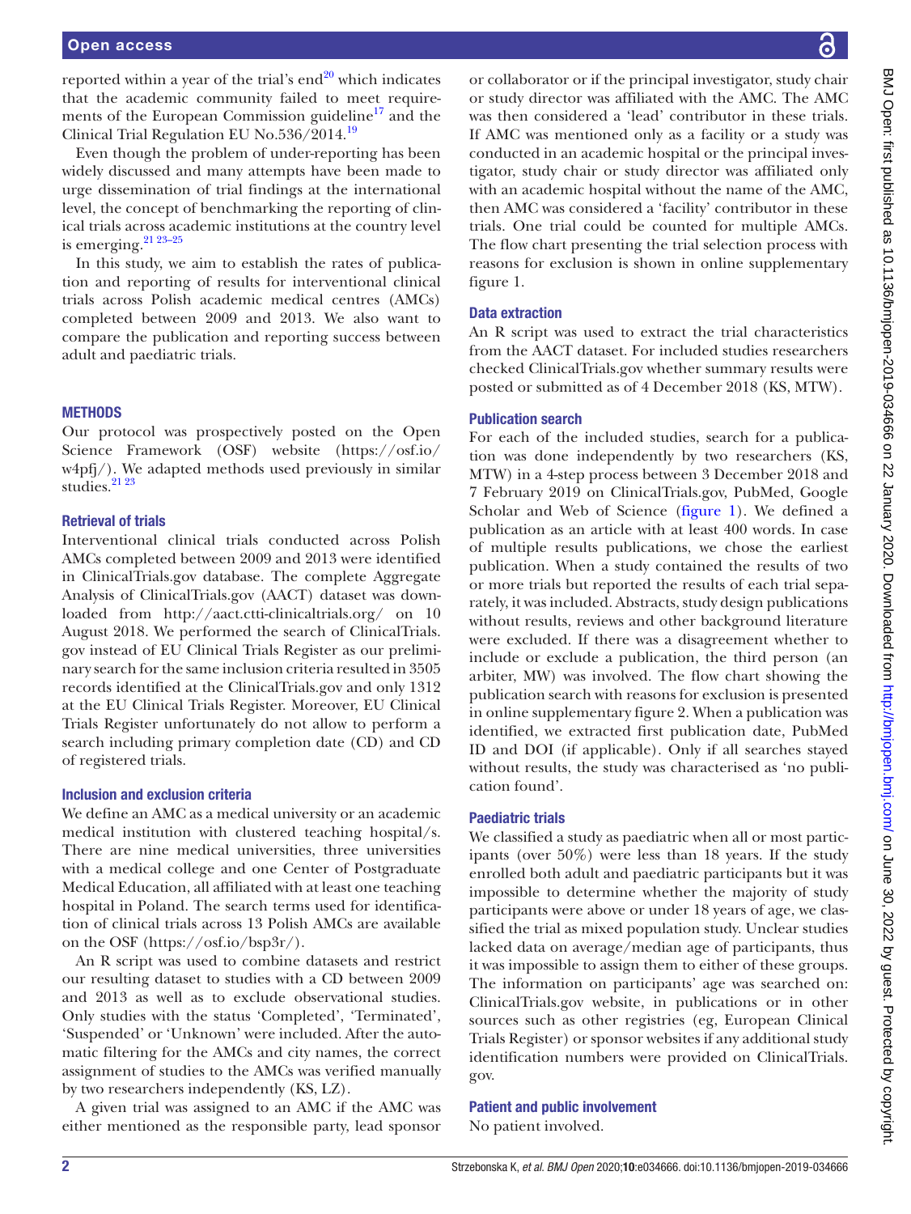reported within a year of the trial's end[20] which indicates that the academic community failed to meet requirements of the European Commission guideline[17] and the Clinical Trial Regulation EU No.536/2014.[19]

Even though the problem of under-reporting has been widely discussed and many attempts have been made to urge dissemination of trial findings at the international level, the concept of benchmarking the reporting of clinical trials across academic institutions at the country level is emerging.[21 23–25]

In this study, we aim to establish the rates of publication and reporting of results for interventional clinical trials across Polish academic medical centres (AMCs) completed between 2009 and 2013. We also want to compare the publication and reporting success between adult and paediatric trials.

## METHODS

Our protocol was prospectively posted on the Open Science Framework (OSF) website (https://osf.io/w4pfj/). We adapted methods used previously in similar studies.[21 23]

### Retrieval of trials

Interventional clinical trials conducted across Polish AMCs completed between 2009 and 2013 were identified in ClinicalTrials.gov database. The complete Aggregate Analysis of ClinicalTrials.gov (AACT) dataset was downloaded from http://aact.ctti-clinicaltrials.org/ on 10 August 2018. We performed the search of ClinicalTrials.gov instead of EU Clinical Trials Register as our preliminary search for the same inclusion criteria resulted in 3505 records identified at the ClinicalTrials.gov and only 1312 at the EU Clinical Trials Register. Moreover, EU Clinical Trials Register unfortunately do not allow to perform a search including primary completion date (CD) and CD of registered trials.

### Inclusion and exclusion criteria

We define an AMC as a medical university or an academic medical institution with clustered teaching hospital/s. There are nine medical universities, three universities with a medical college and one Center of Postgraduate Medical Education, all affiliated with at least one teaching hospital in Poland. The search terms used for identification of clinical trials across 13 Polish AMCs are available on the OSF (https://osf.io/bsp3r/).

An R script was used to combine datasets and restrict our resulting dataset to studies with a CD between 2009 and 2013 as well as to exclude observational studies. Only studies with the status 'Completed', 'Terminated', 'Suspended' or 'Unknown' were included. After the automatic filtering for the AMCs and city names, the correct assignment of studies to the AMCs was verified manually by two researchers independently (KS, LZ).

A given trial was assigned to an AMC if the AMC was either mentioned as the responsible party, lead sponsor or collaborator or if the principal investigator, study chair or study director was affiliated with the AMC. The AMC was then considered a 'lead' contributor in these trials. If AMC was mentioned only as a facility or a study was conducted in an academic hospital or the principal investigator, study chair or study director was affiliated only with an academic hospital without the name of the AMC, then AMC was considered a 'facility' contributor in these trials. One trial could be counted for multiple AMCs. The flow chart presenting the trial selection process with reasons for exclusion is shown in online supplementary figure 1.

### Data extraction

An R script was used to extract the trial characteristics from the AACT dataset. For included studies researchers checked ClinicalTrials.gov whether summary results were posted or submitted as of 4 December 2018 (KS, MTW).

### Publication search

For each of the included studies, search for a publication was done independently by two researchers (KS, MTW) in a 4-step process between 3 December 2018 and 7 February 2019 on ClinicalTrials.gov, PubMed, Google Scholar and Web of Science (figure 1). We defined a publication as an article with at least 400 words. In case of multiple results publications, we chose the earliest publication. When a study contained the results of two or more trials but reported the results of each trial separately, it was included. Abstracts, study design publications without results, reviews and other background literature were excluded. If there was a disagreement whether to include or exclude a publication, the third person (an arbiter, MW) was involved. The flow chart showing the publication search with reasons for exclusion is presented in online supplementary figure 2. When a publication was identified, we extracted first publication date, PubMed ID and DOI (if applicable). Only if all searches stayed without results, the study was characterised as 'no publication found'.

### Paediatric trials

We classified a study as paediatric when all or most participants (over 50%) were less than 18 years. If the study enrolled both adult and paediatric participants but it was impossible to determine whether the majority of study participants were above or under 18 years of age, we classified the trial as mixed population study. Unclear studies lacked data on average/median age of participants, thus it was impossible to assign them to either of these groups. The information on participants' age was searched on: ClinicalTrials.gov website, in publications or in other sources such as other registries (eg, European Clinical Trials Register) or sponsor websites if any additional study identification numbers were provided on ClinicalTrials.gov.

### Patient and public involvement

No patient involved.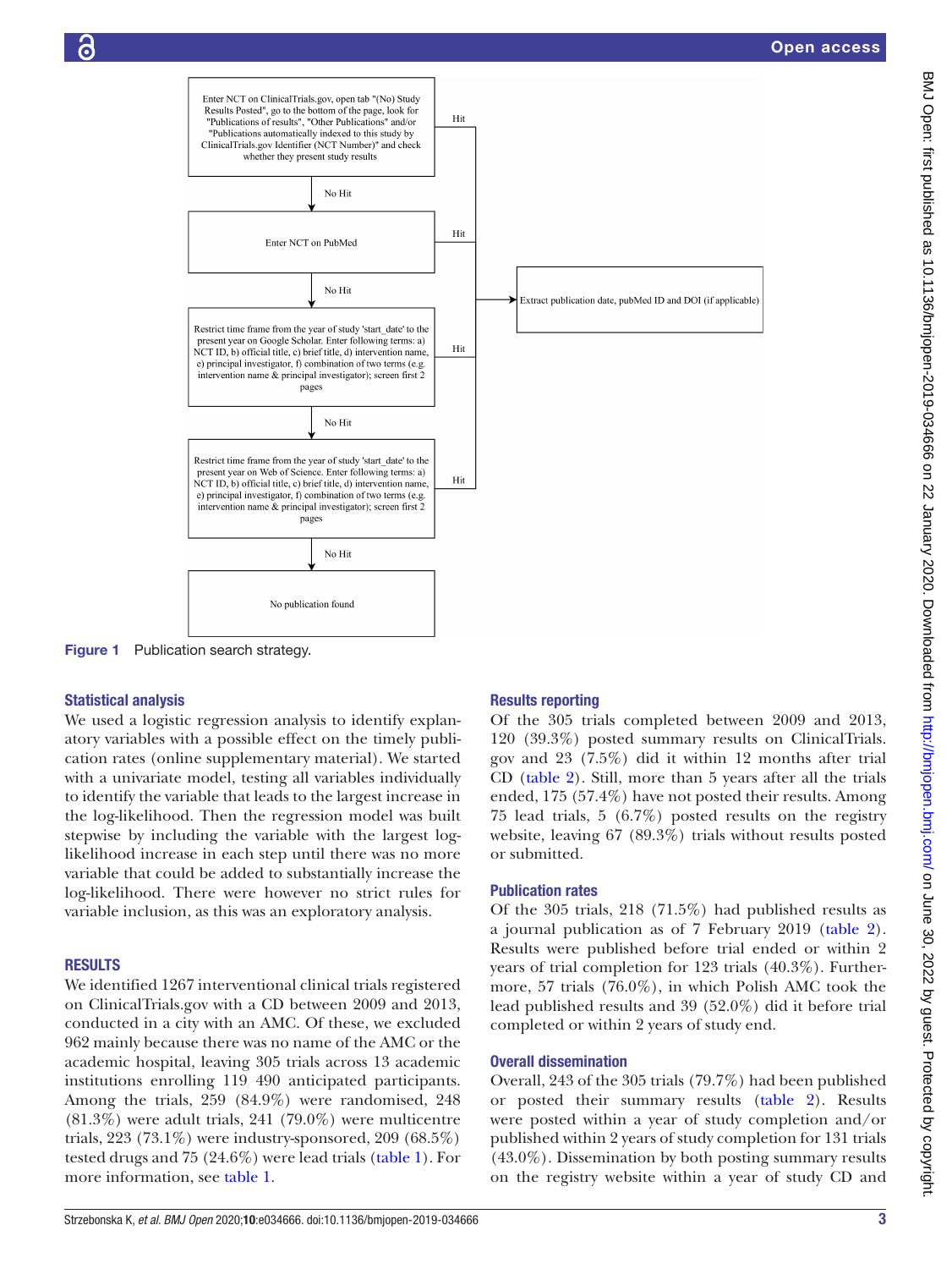Figure 1 Publication search strategy.

### Statistical analysis

We used a logistic regression analysis to identify explanatory variables with a possible effect on the timely publication rates (online supplementary material). We started with a univariate model, testing all variables individually to identify the variable that leads to the largest increase in the log-likelihood. Then the regression model was built stepwise by including the variable with the largest log-likelihood increase in each step until there was no more variable that could be added to substantially increase the log-likelihood. There were however no strict rules for variable inclusion, as this was an exploratory analysis.

## RESULTS

We identified 1267 interventional clinical trials registered on ClinicalTrials.gov with a CD between 2009 and 2013, conducted in a city with an AMC. Of these, we excluded 962 mainly because there was no name of the AMC or the academic hospital, leaving 305 trials across 13 academic institutions enrolling 119 490 anticipated participants. Among the trials, 259 (84.9%) were randomised, 248 (81.3%) were adult trials, 241 (79.0%) were multicentre trials, 223 (73.1%) were industry-sponsored, 209 (68.5%) tested drugs and 75 (24.6%) were lead trials (table 1). For more information, see table 1.

### Results reporting

Of the 305 trials completed between 2009 and 2013, 120 (39.3%) posted summary results on ClinicalTrials.gov and 23 (7.5%) did it within 12 months after trial CD (table 2). Still, more than 5 years after all the trials ended, 175 (57.4%) have not posted their results. Among 75 lead trials, 5 (6.7%) posted results on the registry website, leaving 67 (89.3%) trials without results posted or submitted.

### Publication rates

Of the 305 trials, 218 (71.5%) had published results as a journal publication as of 7 February 2019 (table 2). Results were published before trial ended or within 2 years of trial completion for 123 trials (40.3%). Furthermore, 57 trials (76.0%), in which Polish AMC took the lead published results and 39 (52.0%) did it before trial completed or within 2 years of study end.

### Overall dissemination

Overall, 243 of the 305 trials (79.7%) had been published or posted their summary results (table 2). Results were posted within a year of study completion and/or published within 2 years of study completion for 131 trials (43.0%). Dissemination by both posting summary results on the registry website within a year of study CD and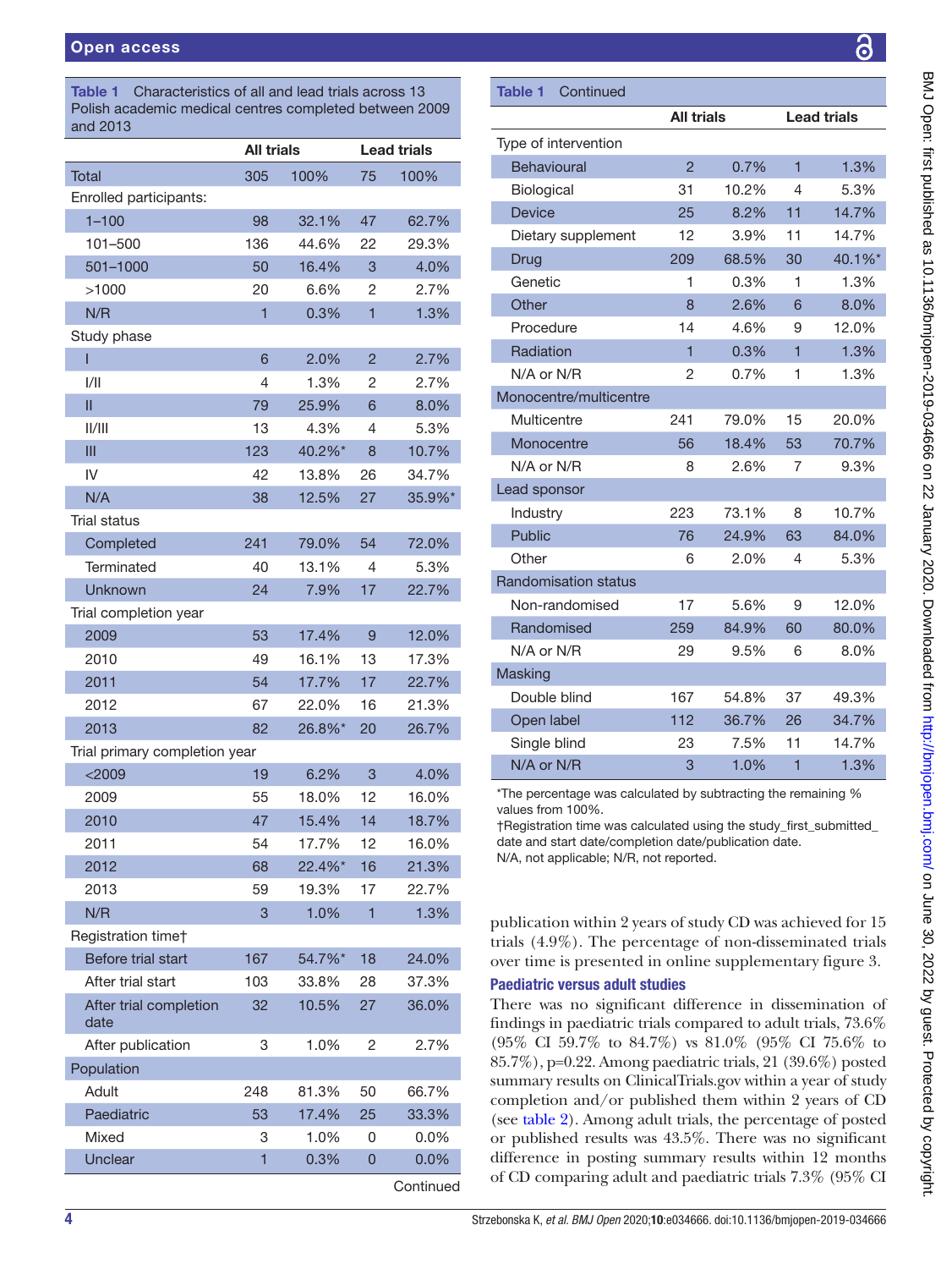**Table 1** Characteristics of all and lead trials across 13 Polish academic medical centres completed between 2009 and 2013

| | All trials | | Lead trials | |
|---|---|---|---|---|
| Total | 305 | 100% | 75 | 100% |
| Enrolled participants: | | | | |
| 1–100 | 98 | 32.1% | 47 | 62.7% |
| 101–500 | 136 | 44.6% | 22 | 29.3% |
| 501–1000 | 50 | 16.4% | 3 | 4.0% |
| >1000 | 20 | 6.6% | 2 | 2.7% |
| N/R | 1 | 0.3% | 1 | 1.3% |
| Study phase | | | | |
| I | 6 | 2.0% | 2 | 2.7% |
| I/II | 4 | 1.3% | 2 | 2.7% |
| II | 79 | 25.9% | 6 | 8.0% |
| II/III | 13 | 4.3% | 4 | 5.3% |
| III | 123 | 40.2%* | 8 | 10.7% |
| IV | 42 | 13.8% | 26 | 34.7% |
| N/A | 38 | 12.5% | 27 | 35.9%* |
| Trial status | | | | |
| Completed | 241 | 79.0% | 54 | 72.0% |
| Terminated | 40 | 13.1% | 4 | 5.3% |
| Unknown | 24 | 7.9% | 17 | 22.7% |
| Trial completion year | | | | |
| 2009 | 53 | 17.4% | 9 | 12.0% |
| 2010 | 49 | 16.1% | 13 | 17.3% |
| 2011 | 54 | 17.7% | 17 | 22.7% |
| 2012 | 67 | 22.0% | 16 | 21.3% |
| 2013 | 82 | 26.8%* | 20 | 26.7% |
| Trial primary completion year | | | | |
| <2009 | 19 | 6.2% | 3 | 4.0% |
| 2009 | 55 | 18.0% | 12 | 16.0% |
| 2010 | 47 | 15.4% | 14 | 18.7% |
| 2011 | 54 | 17.7% | 12 | 16.0% |
| 2012 | 68 | 22.4%* | 16 | 21.3% |
| 2013 | 59 | 19.3% | 17 | 22.7% |
| N/R | 3 | 1.0% | 1 | 1.3% |
| Registration time† | | | | |
| Before trial start | 167 | 54.7%* | 18 | 24.0% |
| After trial start | 103 | 33.8% | 28 | 37.3% |
| After trial completion date | 32 | 10.5% | 27 | 36.0% |
| After publication | 3 | 1.0% | 2 | 2.7% |
| Population | | | | |
| Adult | 248 | 81.3% | 50 | 66.7% |
| Paediatric | 53 | 17.4% | 25 | 33.3% |
| Mixed | 3 | 1.0% | 0 | 0.0% |
| Unclear | 1 | 0.3% | 0 | 0.0% |
| Type of intervention | | | | |
| Behavioural | 2 | 0.7% | 1 | 1.3% |
| Biological | 31 | 10.2% | 4 | 5.3% |
| Device | 25 | 8.2% | 11 | 14.7% |
| Dietary supplement | 12 | 3.9% | 11 | 14.7% |
| Drug | 209 | 68.5% | 30 | 40.1%* |
| Genetic | 1 | 0.3% | 1 | 1.3% |
| Other | 8 | 2.6% | 6 | 8.0% |
| Procedure | 14 | 4.6% | 9 | 12.0% |
| Radiation | 1 | 0.3% | 1 | 1.3% |
| N/A or N/R | 2 | 0.7% | 1 | 1.3% |
| Monocentre/multicentre | | | | |
| Multicentre | 241 | 79.0% | 15 | 20.0% |
| Monocentre | 56 | 18.4% | 53 | 70.7% |
| N/A or N/R | 8 | 2.6% | 7 | 9.3% |
| Lead sponsor | | | | |
| Industry | 223 | 73.1% | 8 | 10.7% |
| Public | 76 | 24.9% | 63 | 84.0% |
| Other | 6 | 2.0% | 4 | 5.3% |
| Randomisation status | | | | |
| Non-randomised | 17 | 5.6% | 9 | 12.0% |
| Randomised | 259 | 84.9% | 60 | 80.0% |
| N/A or N/R | 29 | 9.5% | 6 | 8.0% |
| Masking | | | | |
| Double blind | 167 | 54.8% | 37 | 49.3% |
| Open label | 112 | 36.7% | 26 | 34.7% |
| Single blind | 23 | 7.5% | 11 | 14.7% |
| N/A or N/R | 3 | 1.0% | 1 | 1.3% |

*The percentage was calculated by subtracting the remaining % values from 100%.

†Registration time was calculated using the study_first_submitted_date and start date/completion date/publication date.

N/A, not applicable; N/R, not reported.

publication within 2 years of study CD was achieved for 15 trials (4.9%). The percentage of non-disseminated trials over time is presented in online supplementary figure 3.

### Paediatric versus adult studies

There was no significant difference in dissemination of findings in paediatric trials compared to adult trials, 73.6% (95% CI 59.7% to 84.7%) vs 81.0% (95% CI 75.6% to 85.7%), p=0.22. Among paediatric trials, 21 (39.6%) posted summary results on ClinicalTrials.gov within a year of study completion and/or published them within 2 years of CD (see table 2). Among adult trials, the percentage of posted or published results was 43.5%. There was no significant difference in posting summary results within 12 months of CD comparing adult and paediatric trials 7.3% (95% CI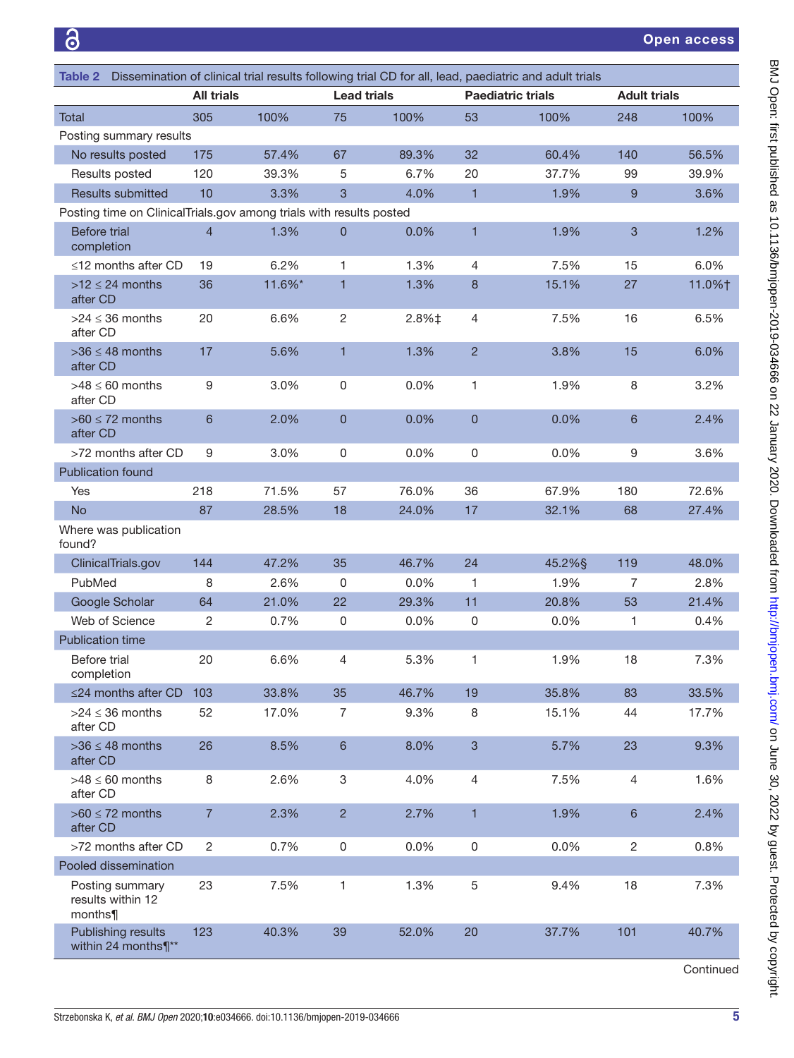Table 2 Dissemination of clinical trial results following trial CD for all, lead, paediatric and adult trials

| | All trials | | Lead trials | | Paediatric trials | | Adult trials | |
|---|---|---|---|---|---|---|---|---|
| Total | 305 | 100% | 75 | 100% | 53 | 100% | 248 | 100% |
| Posting summary results | | | | | | | | |
| No results posted | 175 | 57.4% | 67 | 89.3% | 32 | 60.4% | 140 | 56.5% |
| Results posted | 120 | 39.3% | 5 | 6.7% | 20 | 37.7% | 99 | 39.9% |
| Results submitted | 10 | 3.3% | 3 | 4.0% | 1 | 1.9% | 9 | 3.6% |
| Posting time on ClinicalTrials.gov among trials with results posted | | | | | | | | |
| Before trial completion | 4 | 1.3% | 0 | 0.0% | 1 | 1.9% | 3 | 1.2% |
| ≤12 months after CD | 19 | 6.2% | 1 | 1.3% | 4 | 7.5% | 15 | 6.0% |
| >12 ≤ 24 months after CD | 36 | 11.6%* | 1 | 1.3% | 8 | 15.1% | 27 | 11.0%† |
| >24 ≤ 36 months after CD | 20 | 6.6% | 2 | 2.8%‡ | 4 | 7.5% | 16 | 6.5% |
| >36 ≤ 48 months after CD | 17 | 5.6% | 1 | 1.3% | 2 | 3.8% | 15 | 6.0% |
| >48 ≤ 60 months after CD | 9 | 3.0% | 0 | 0.0% | 1 | 1.9% | 8 | 3.2% |
| >60 ≤ 72 months after CD | 6 | 2.0% | 0 | 0.0% | 0 | 0.0% | 6 | 2.4% |
| >72 months after CD | 9 | 3.0% | 0 | 0.0% | 0 | 0.0% | 9 | 3.6% |
| Publication found | | | | | | | | |
| Yes | 218 | 71.5% | 57 | 76.0% | 36 | 67.9% | 180 | 72.6% |
| No | 87 | 28.5% | 18 | 24.0% | 17 | 32.1% | 68 | 27.4% |
| Where was publication found? | | | | | | | | |
| ClinicalTrials.gov | 144 | 47.2% | 35 | 46.7% | 24 | 45.2%§ | 119 | 48.0% |
| PubMed | 8 | 2.6% | 0 | 0.0% | 1 | 1.9% | 7 | 2.8% |
| Google Scholar | 64 | 21.0% | 22 | 29.3% | 11 | 20.8% | 53 | 21.4% |
| Web of Science | 2 | 0.7% | 0 | 0.0% | 0 | 0.0% | 1 | 0.4% |
| Publication time | | | | | | | | |
| Before trial completion | 20 | 6.6% | 4 | 5.3% | 1 | 1.9% | 18 | 7.3% |
| ≤24 months after CD | 103 | 33.8% | 35 | 46.7% | 19 | 35.8% | 83 | 33.5% |
| >24 ≤ 36 months after CD | 52 | 17.0% | 7 | 9.3% | 8 | 15.1% | 44 | 17.7% |
| >36 ≤ 48 months after CD | 26 | 8.5% | 6 | 8.0% | 3 | 5.7% | 23 | 9.3% |
| >48 ≤ 60 months after CD | 8 | 2.6% | 3 | 4.0% | 4 | 7.5% | 4 | 1.6% |
| >60 ≤ 72 months after CD | 7 | 2.3% | 2 | 2.7% | 1 | 1.9% | 6 | 2.4% |
| >72 months after CD | 2 | 0.7% | 0 | 0.0% | 0 | 0.0% | 2 | 0.8% |
| Pooled dissemination | | | | | | | | |
| Posting summary results within 12 months¶ | 23 | 7.5% | 1 | 1.3% | 5 | 9.4% | 18 | 7.3% |
| Publishing results within 24 months¶** | 123 | 40.3% | 39 | 52.0% | 20 | 37.7% | 101 | 40.7% |

Continued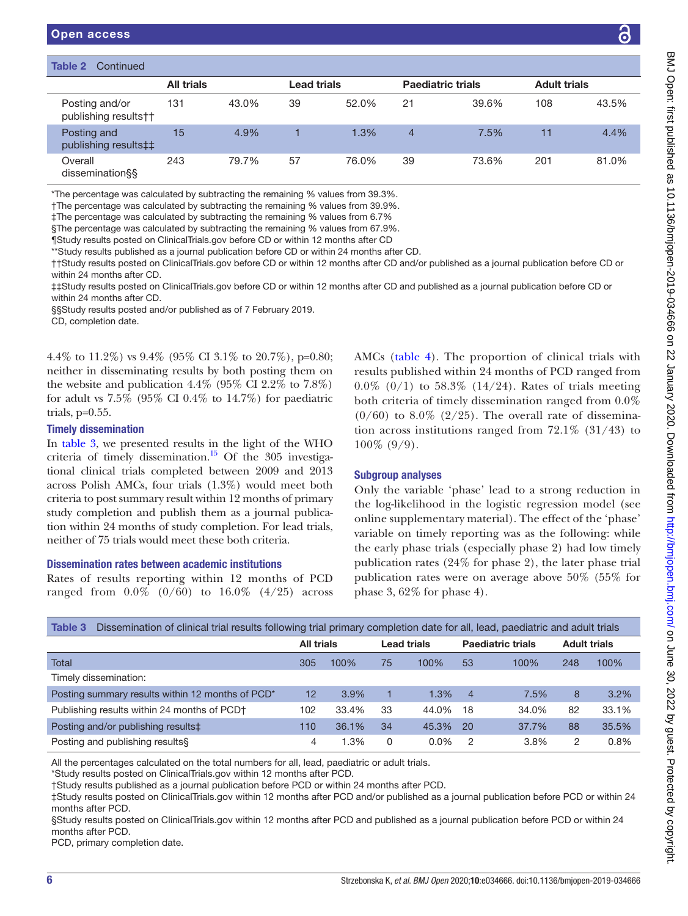Table 2 Continued

| | All trials | | Lead trials | | Paediatric trials | | Adult trials | |
|---|---|---|---|---|---|---|---|---|
| Posting and/or publishing results†† | 131 | 43.0% | 39 | 52.0% | 21 | 39.6% | 108 | 43.5% |
| Posting and publishing results‡‡ | 15 | 4.9% | 1 | 1.3% | 4 | 7.5% | 11 | 4.4% |
| Overall dissemination§§ | 243 | 79.7% | 57 | 76.0% | 39 | 73.6% | 201 | 81.0% |

*The percentage was calculated by subtracting the remaining % values from 39.3%.
†The percentage was calculated by subtracting the remaining % values from 39.9%.
‡The percentage was calculated by subtracting the remaining % values from 6.7%
§The percentage was calculated by subtracting the remaining % values from 67.9%.
¶Study results posted on ClinicalTrials.gov before CD or within 12 months after CD
**Study results published as a journal publication before CD or within 24 months after CD.
††Study results posted on ClinicalTrials.gov before CD or within 12 months after CD and/or published as a journal publication before CD or within 24 months after CD.
‡‡Study results posted on ClinicalTrials.gov before CD or within 12 months after CD and published as a journal publication before CD or within 24 months after CD.
§§Study results posted and/or published as of 7 February 2019.
CD, completion date.

4.4% to 11.2%) vs 9.4% (95% CI 3.1% to 20.7%), p=0.80; neither in disseminating results by both posting them on the website and publication 4.4% (95% CI 2.2% to 7.8%) for adult vs 7.5% (95% CI 0.4% to 14.7%) for paediatric trials, p=0.55.

### Timely dissemination

In table 3, we presented results in the light of the WHO criteria of timely dissemination.[15] Of the 305 investigational clinical trials completed between 2009 and 2013 across Polish AMCs, four trials (1.3%) would meet both criteria to post summary result within 12 months of primary study completion and publish them as a journal publication within 24 months of study completion. For lead trials, neither of 75 trials would meet these both criteria.

### Dissemination rates between academic institutions

Rates of results reporting within 12 months of PCD ranged from 0.0% (0/60) to 16.0% (4/25) across AMCs (table 4). The proportion of clinical trials with results published within 24 months of PCD ranged from 0.0% (0/1) to 58.3% (14/24). Rates of trials meeting both criteria of timely dissemination ranged from 0.0% (0/60) to 8.0% (2/25). The overall rate of dissemination across institutions ranged from 72.1% (31/43) to 100% (9/9).

### Subgroup analyses

Only the variable 'phase' lead to a strong reduction in the log-likelihood in the logistic regression model (see online supplementary material). The effect of the 'phase' variable on timely reporting was as the following: while the early phase trials (especially phase 2) had low timely publication rates (24% for phase 2), the later phase trial publication rates were on average above 50% (55% for phase 3, 62% for phase 4).

Table 3 Dissemination of clinical trial results following trial primary completion date for all, lead, paediatric and adult trials

| | All trials | | Lead trials | | Paediatric trials | | Adult trials | |
|---|---|---|---|---|---|---|---|---|
| Total | 305 | 100% | 75 | 100% | 53 | 100% | 248 | 100% |
| Timely dissemination: | | | | | | | | |
| Posting summary results within 12 months of PCD* | 12 | 3.9% | 1 | 1.3% | 4 | 7.5% | 8 | 3.2% |
| Publishing results within 24 months of PCD† | 102 | 33.4% | 33 | 44.0% | 18 | 34.0% | 82 | 33.1% |
| Posting and/or publishing results‡ | 110 | 36.1% | 34 | 45.3% | 20 | 37.7% | 88 | 35.5% |
| Posting and publishing results§ | 4 | 1.3% | 0 | 0.0% | 2 | 3.8% | 2 | 0.8% |

All the percentages calculated on the total numbers for all, lead, paediatric or adult trials.
*Study results posted on ClinicalTrials.gov within 12 months after PCD.
†Study results published as a journal publication before PCD or within 24 months after PCD.
‡Study results posted on ClinicalTrials.gov within 12 months after PCD and/or published as a journal publication before PCD or within 24 months after PCD.
§Study results posted on ClinicalTrials.gov within 12 months after PCD and published as a journal publication before PCD or within 24 months after PCD.
PCD, primary completion date.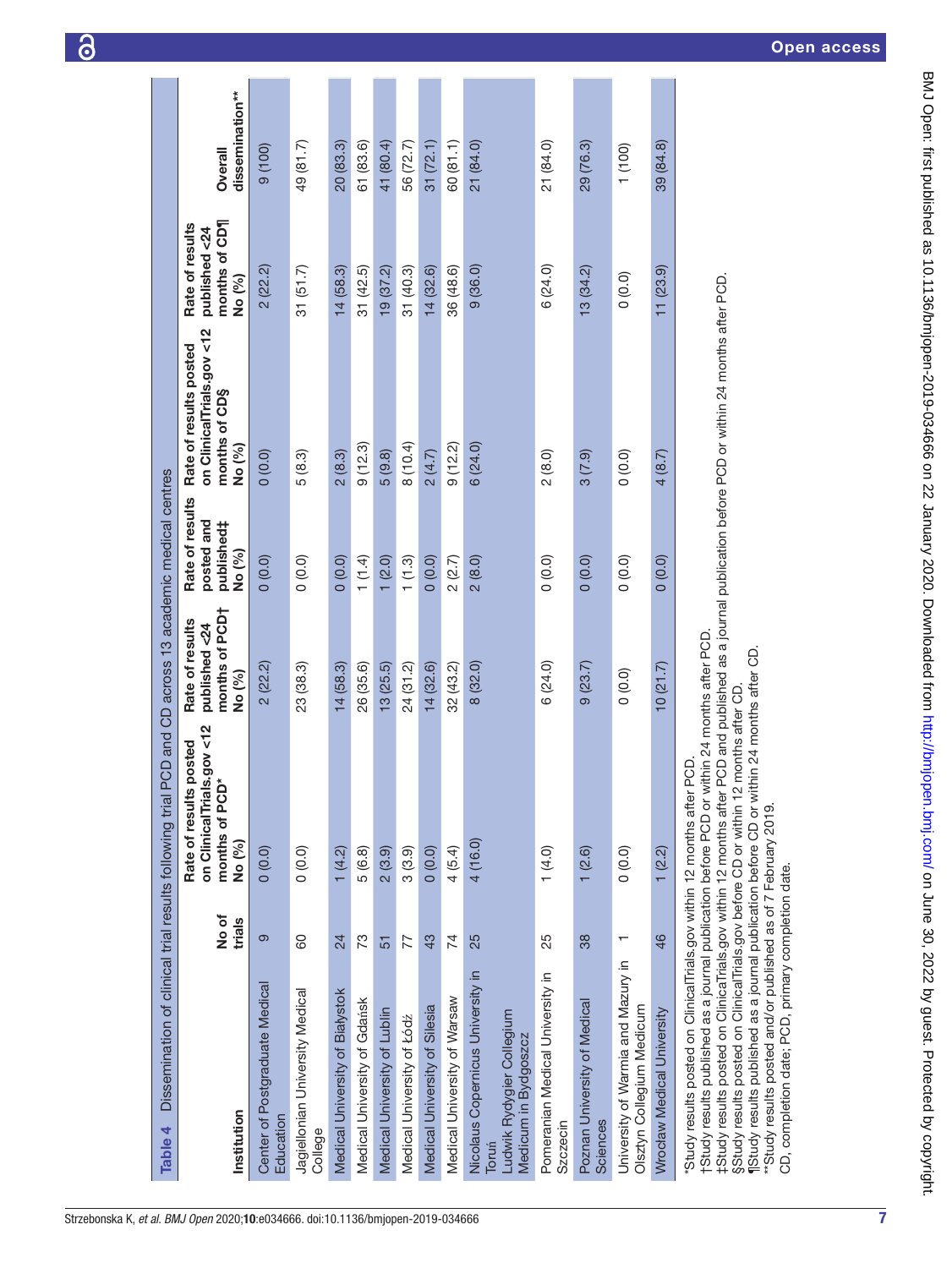**Table 4** Dissemination of clinical trial results following trial PCD and CD across 13 academic medical centres

| Institution | No of trials | Rate of results posted on ClinicalTrials.gov <12 months of PCD* No (%) | Rate of results published <24 months of PCD† No (%) | Rate of results posted and published‡ No (%) | Rate of results posted on ClinicalTrials.gov <12 months of CD§ No (%) | Rate of results published <24 months of CD¶ No (%) | Overall dissemination** |
|---|---|---|---|---|---|---|---|
| Center of Postgraduate Medical Education | 9 | 0 (0.0) | 2 (22.2) | 0 (0.0) | 0 (0.0) | 2 (22.2) | 9 (100) |
| Jagiellonian University Medical College | 60 | 0 (0.0) | 23 (38.3) | 0 (0.0) | 5 (8.3) | 31 (51.7) | 49 (81.7) |
| Medical University of Białystok | 24 | 1 (4.2) | 14 (58.3) | 0 (0.0) | 2 (8.3) | 14 (58.3) | 20 (83.3) |
| Medical University of Gdańsk | 73 | 5 (6.8) | 26 (35.6) | 1 (1.4) | 9 (12.3) | 31 (42.5) | 61 (83.6) |
| Medical University of Lublin | 51 | 2 (3.9) | 13 (25.5) | 1 (2.0) | 5 (9.8) | 19 (37.2) | 41 (80.4) |
| Medical University of Łódź | 77 | 3 (3.9) | 24 (31.2) | 1 (1.3) | 8 (10.4) | 31 (40.3) | 56 (72.7) |
| Medical University of Silesia | 43 | 0 (0.0) | 14 (32.6) | 0 (0.0) | 2 (4.7) | 14 (32.6) | 31 (72.1) |
| Medical University of Warsaw | 74 | 4 (5.4) | 32 (43.2) | 2 (2.7) | 9 (12.2) | 36 (48.6) | 60 (81.1) |
| Nicolaus Copernicus University in Toruń Ludwik Rydygier Collegium Medicum in Bydgoszcz | 25 | 4 (16.0) | 8 (32.0) | 2 (8.0) | 6 (24.0) | 9 (36.0) | 21 (84.0) |
| Pomeranian Medical University in Szczecin | 25 | 1 (4.0) | 6 (24.0) | 0 (0.0) | 2 (8.0) | 6 (24.0) | 21 (84.0) |
| Poznan University of Medical Sciences | 38 | 1 (2.6) | 9 (23.7) | 0 (0.0) | 3 (7.9) | 13 (34.2) | 29 (76.3) |
| University of Warmia and Mazury in Olsztyn Collegium Medicum | 1 | 0 (0.0) | 0 (0.0) | 0 (0.0) | 0 (0.0) | 0 (0.0) | 1 (100) |
| Wrocław Medical University | 46 | 1 (2.2) | 10 (21.7) | 0 (0.0) | 4 (8.7) | 11 (23.9) | 39 (84.8) |

*Study results posted on ClinicalTrials.gov within 12 months after PCD.
†Study results published as a journal publication before PCD or within 24 months after PCD.
‡Study results posted on ClinicaTrials.gov within 12 months after PCD and published as a journal publication before PCD or within 24 months after PCD.
§Study results posted on ClinicalTrials.gov before CD or within 12 months after CD.
¶Study results published as a journal publication before CD or within 24 months after CD.
**Study results posted and/or published as of 7 February 2019.
CD, completion date; PCD, primary completion date.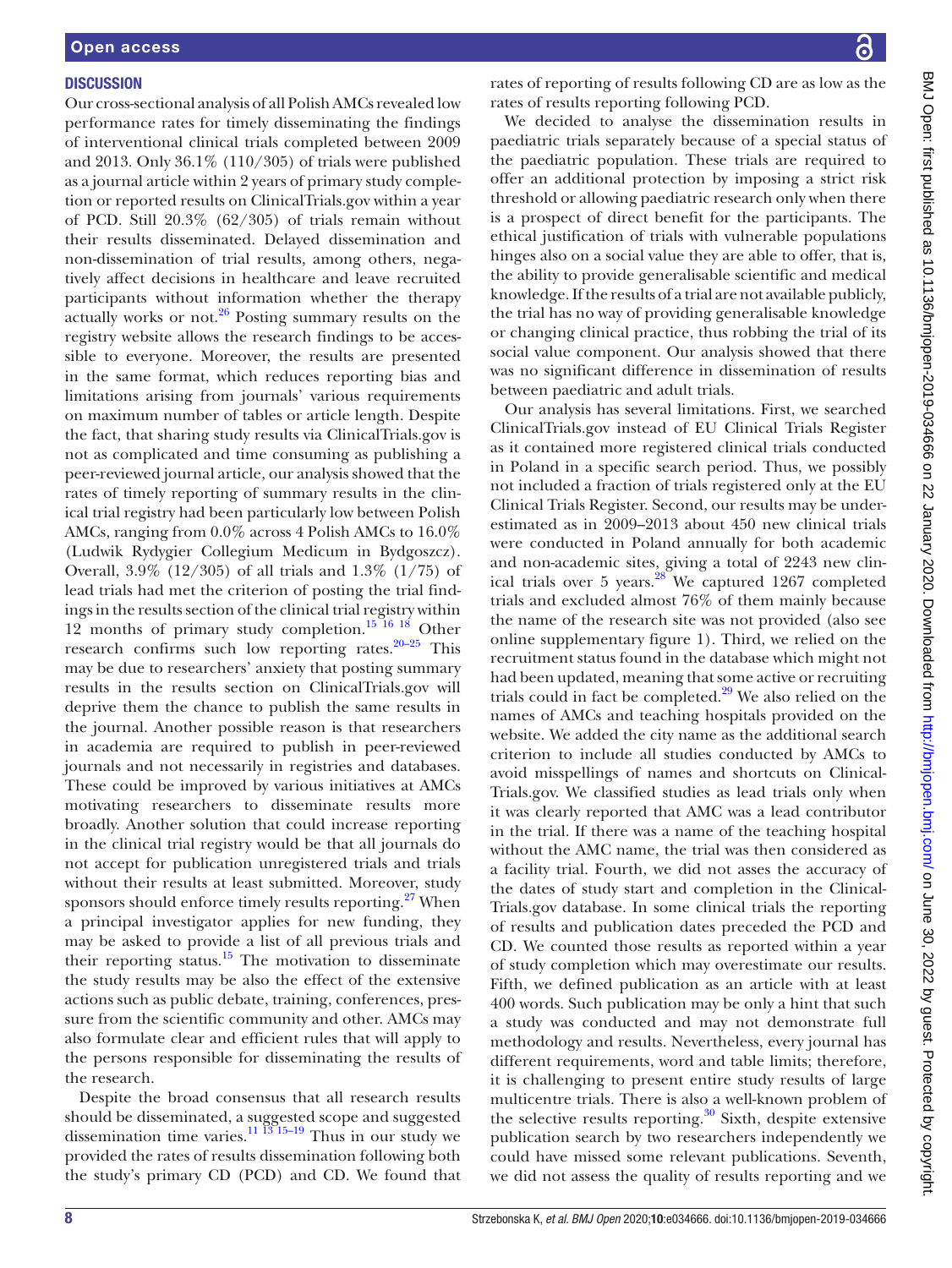## DISCUSSION

Our cross-sectional analysis of all Polish AMCs revealed low performance rates for timely disseminating the findings of interventional clinical trials completed between 2009 and 2013. Only 36.1% (110/305) of trials were published as a journal article within 2 years of primary study completion or reported results on ClinicalTrials.gov within a year of PCD. Still 20.3% (62/305) of trials remain without their results disseminated. Delayed dissemination and non-dissemination of trial results, among others, negatively affect decisions in healthcare and leave recruited participants without information whether the therapy actually works or not.[26] Posting summary results on the registry website allows the research findings to be accessible to everyone. Moreover, the results are presented in the same format, which reduces reporting bias and limitations arising from journals' various requirements on maximum number of tables or article length. Despite the fact, that sharing study results via ClinicalTrials.gov is not as complicated and time consuming as publishing a peer-reviewed journal article, our analysis showed that the rates of timely reporting of summary results in the clinical trial registry had been particularly low between Polish AMCs, ranging from 0.0% across 4 Polish AMCs to 16.0% (Ludwik Rydygier Collegium Medicum in Bydgoszcz). Overall, 3.9% (12/305) of all trials and 1.3% (1/75) of lead trials had met the criterion of posting the trial findings in the results section of the clinical trial registry within 12 months of primary study completion.[15 16 18] Other research confirms such low reporting rates.[20–25] This may be due to researchers' anxiety that posting summary results in the results section on ClinicalTrials.gov will deprive them the chance to publish the same results in the journal. Another possible reason is that researchers in academia are required to publish in peer-reviewed journals and not necessarily in registries and databases. These could be improved by various initiatives at AMCs motivating researchers to disseminate results more broadly. Another solution that could increase reporting in the clinical trial registry would be that all journals do not accept for publication unregistered trials and trials without their results at least submitted. Moreover, study sponsors should enforce timely results reporting.[27] When a principal investigator applies for new funding, they may be asked to provide a list of all previous trials and their reporting status.[15] The motivation to disseminate the study results may be also the effect of the extensive actions such as public debate, training, conferences, pressure from the scientific community and other. AMCs may also formulate clear and efficient rules that will apply to the persons responsible for disseminating the results of the research.

Despite the broad consensus that all research results should be disseminated, a suggested scope and suggested dissemination time varies.[11 13 15–19] Thus in our study we provided the rates of results dissemination following both the study's primary CD (PCD) and CD. We found that rates of reporting of results following CD are as low as the rates of results reporting following PCD.

We decided to analyse the dissemination results in paediatric trials separately because of a special status of the paediatric population. These trials are required to offer an additional protection by imposing a strict risk threshold or allowing paediatric research only when there is a prospect of direct benefit for the participants. The ethical justification of trials with vulnerable populations hinges also on a social value they are able to offer, that is, the ability to provide generalisable scientific and medical knowledge. If the results of a trial are not available publicly, the trial has no way of providing generalisable knowledge or changing clinical practice, thus robbing the trial of its social value component. Our analysis showed that there was no significant difference in dissemination of results between paediatric and adult trials.

Our analysis has several limitations. First, we searched ClinicalTrials.gov instead of EU Clinical Trials Register as it contained more registered clinical trials conducted in Poland in a specific search period. Thus, we possibly not included a fraction of trials registered only at the EU Clinical Trials Register. Second, our results may be underestimated as in 2009–2013 about 450 new clinical trials were conducted in Poland annually for both academic and non-academic sites, giving a total of 2243 new clinical trials over 5 years.[28] We captured 1267 completed trials and excluded almost 76% of them mainly because the name of the research site was not provided (also see online supplementary figure 1). Third, we relied on the recruitment status found in the database which might not had been updated, meaning that some active or recruiting trials could in fact be completed.[29] We also relied on the names of AMCs and teaching hospitals provided on the website. We added the city name as the additional search criterion to include all studies conducted by AMCs to avoid misspellings of names and shortcuts on ClinicalTrials.gov. We classified studies as lead trials only when it was clearly reported that AMC was a lead contributor in the trial. If there was a name of the teaching hospital without the AMC name, the trial was then considered as a facility trial. Fourth, we did not asses the accuracy of the dates of study start and completion in the ClinicalTrials.gov database. In some clinical trials the reporting of results and publication dates preceded the PCD and CD. We counted those results as reported within a year of study completion which may overestimate our results. Fifth, we defined publication as an article with at least 400 words. Such publication may be only a hint that such a study was conducted and may not demonstrate full methodology and results. Nevertheless, every journal has different requirements, word and table limits; therefore, it is challenging to present entire study results of large multicentre trials. There is also a well-known problem of the selective results reporting.[30] Sixth, despite extensive publication search by two researchers independently we could have missed some relevant publications. Seventh, we did not assess the quality of results reporting and we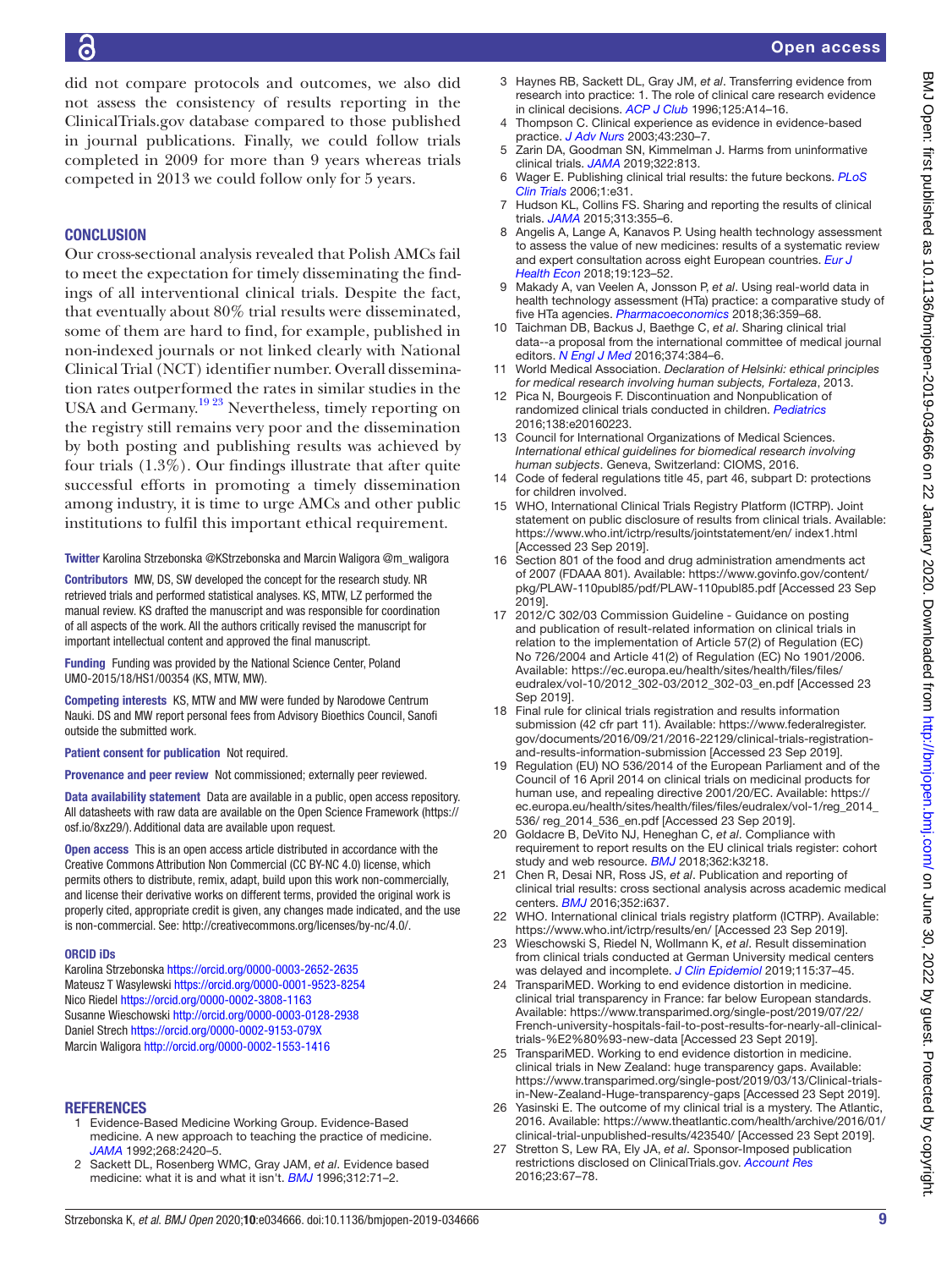did not compare protocols and outcomes, we also did not assess the consistency of results reporting in the ClinicalTrials.gov database compared to those published in journal publications. Finally, we could follow trials completed in 2009 for more than 9 years whereas trials competed in 2013 we could follow only for 5 years.

## CONCLUSION

Our cross-sectional analysis revealed that Polish AMCs fail to meet the expectation for timely disseminating the findings of all interventional clinical trials. Despite the fact, that eventually about 80% trial results were disseminated, some of them are hard to find, for example, published in non-indexed journals or not linked clearly with National Clinical Trial (NCT) identifier number. Overall dissemination rates outperformed the rates in similar studies in the USA and Germany.[19 23] Nevertheless, timely reporting on the registry still remains very poor and the dissemination by both posting and publishing results was achieved by four trials (1.3%). Our findings illustrate that after quite successful efforts in promoting a timely dissemination among industry, it is time to urge AMCs and other public institutions to fulfil this important ethical requirement.

**Twitter** Karolina Strzebonska @KStrzebonska and Marcin Waligora @m_waligora

**Contributors** MW, DS, SW developed the concept for the research study. NR retrieved trials and performed statistical analyses. KS, MTW, LZ performed the manual review. KS drafted the manuscript and was responsible for coordination of all aspects of the work. All the authors critically revised the manuscript for important intellectual content and approved the final manuscript.

**Funding** Funding was provided by the National Science Center, Poland UMO-2015/18/HS1/00354 (KS, MTW, MW).

**Competing interests** KS, MTW and MW were funded by Narodowe Centrum Nauki. DS and MW report personal fees from Advisory Bioethics Council, Sanofi outside the submitted work.

**Patient consent for publication** Not required.

**Provenance and peer review** Not commissioned; externally peer reviewed.

**Data availability statement** Data are available in a public, open access repository. All datasheets with raw data are available on the Open Science Framework (https://osf.io/8xz29/). Additional data are available upon request.

**Open access** This is an open access article distributed in accordance with the Creative Commons Attribution Non Commercial (CC BY-NC 4.0) license, which permits others to distribute, remix, adapt, build upon this work non-commercially, and license their derivative works on different terms, provided the original work is properly cited, appropriate credit is given, any changes made indicated, and the use is non-commercial. See: http://creativecommons.org/licenses/by-nc/4.0/.

### ORCID iDs

Karolina Strzebonska https://orcid.org/0000-0003-2652-2635
Mateusz T Wasylewski https://orcid.org/0000-0001-9523-8254
Nico Riedel https://orcid.org/0000-0002-3808-1163
Susanne Wieschowski http://orcid.org/0000-0003-0128-2938
Daniel Strech https://orcid.org/0000-0002-9153-079X
Marcin Waligora http://orcid.org/0000-0002-1553-1416

## REFERENCES

1. Evidence-Based Medicine Working Group. Evidence-Based medicine. A new approach to teaching the practice of medicine. *JAMA* 1992;268:2420–5.
2. Sackett DL, Rosenberg WMC, Gray JAM, *et al*. Evidence based medicine: what it is and what it isn't. *BMJ* 1996;312:71–2.
3. Haynes RB, Sackett DL, Gray JM, *et al*. Transferring evidence from research into practice: 1. The role of clinical care research evidence in clinical decisions. *ACP J Club* 1996;125:A14–16.
4. Thompson C. Clinical experience as evidence in evidence-based practice. *J Adv Nurs* 2003;43:230–7.
5. Zarin DA, Goodman SN, Kimmelman J. Harms from uninformative clinical trials. *JAMA* 2019;322:813.
6. Wager E. Publishing clinical trial results: the future beckons. *PLoS Clin Trials* 2006;1:e31.
7. Hudson KL, Collins FS. Sharing and reporting the results of clinical trials. *JAMA* 2015;313:355–6.
8. Angelis A, Lange A, Kanavos P. Using health technology assessment to assess the value of new medicines: results of a systematic review and expert consultation across eight European countries. *Eur J Health Econ* 2018;19:123–52.
9. Makady A, van Veelen A, Jonsson P, *et al*. Using real-world data in health technology assessment (HTa) practice: a comparative study of five HTa agencies. *Pharmacoeconomics* 2018;36:359–68.
10. Taichman DB, Backus J, Baethge C, *et al*. Sharing clinical trial data--a proposal from the international committee of medical journal editors. *N Engl J Med* 2016;374:384–6.
11. World Medical Association. *Declaration of Helsinki: ethical principles for medical research involving human subjects, Fortaleza*, 2013.
12. Pica N, Bourgeois F. Discontinuation and Nonpublication of randomized clinical trials conducted in children. *Pediatrics* 2016;138:e20160223.
13. Council for International Organizations of Medical Sciences. *International ethical guidelines for biomedical research involving human subjects*. Geneva, Switzerland: CIOMS, 2016.
14. Code of federal regulations title 45, part 46, subpart D: protections for children involved.
15. WHO, International Clinical Trials Registry Platform (ICTRP). Joint statement on public disclosure of results from clinical trials. Available: https://www.who.int/ictrp/results/jointstatement/en/ index1.html [Accessed 23 Sep 2019].
16. Section 801 of the food and drug administration amendments act of 2007 (FDAAA 801). Available: https://www.govinfo.gov/content/pkg/PLAW-110publ85/pdf/PLAW-110publ85.pdf [Accessed 23 Sep 2019].
17. 2012/C 302/03 Commission Guideline - Guidance on posting and publication of result-related information on clinical trials in relation to the implementation of Article 57(2) of Regulation (EC) No 726/2004 and Article 41(2) of Regulation (EC) No 1901/2006. Available: https://ec.europa.eu/health/sites/health/files/files/eudralex/vol-10/2012_302-03/2012_302-03_en.pdf [Accessed 23 Sep 2019].
18. Final rule for clinical trials registration and results information submission (42 cfr part 11). Available: https://www.federalregister.gov/documents/2016/09/21/2016-22129/clinical-trials-registration-and-results-information-submission [Accessed 23 Sep 2019].
19. Regulation (EU) NO 536/2014 of the European Parliament and of the Council of 16 April 2014 on clinical trials on medicinal products for human use, and repealing directive 2001/20/EC. Available: https://ec.europa.eu/health/sites/health/files/files/eudralex/vol-1/reg_2014_536/ reg_2014_536_en.pdf [Accessed 23 Sep 2019].
20. Goldacre B, DeVito NJ, Heneghan C, *et al*. Compliance with requirement to report results on the EU clinical trials register: cohort study and web resource. *BMJ* 2018;362:k3218.
21. Chen R, Desai NR, Ross JS, *et al*. Publication and reporting of clinical trial results: cross sectional analysis across academic medical centers. *BMJ* 2016;352:i637.
22. WHO. International clinical trials registry platform (ICTRP). Available: https://www.who.int/ictrp/results/en/ [Accessed 23 Sep 2019].
23. Wieschowski S, Riedel N, Wollmann K, *et al*. Result dissemination from clinical trials conducted at German University medical centers was delayed and incomplete. *J Clin Epidemiol* 2019;115:37–45.
24. TranspariMED. Working to end evidence distortion in medicine. clinical trial transparency in France: far below European standards. Available: https://www.transparimed.org/single-post/2019/07/22/French-university-hospitals-fail-to-post-results-for-nearly-all-clinical-trials-%E2%80%93-new-data [Accessed 23 Sept 2019].
25. TranspariMED. Working to end evidence distortion in medicine. clinical trials in New Zealand: huge transparency gaps. Available: https://www.transparimed.org/single-post/2019/03/13/Clinical-trials-in-New-Zealand-Huge-transparency-gaps [Accessed 23 Sept 2019].
26. Yasinski E. The outcome of my clinical trial is a mystery. The Atlantic, 2016. Available: https://www.theatlantic.com/health/archive/2016/01/clinical-trial-unpublished-results/423540/ [Accessed 23 Sept 2019].
27. Stretton S, Lew RA, Ely JA, *et al*. Sponsor-Imposed publication restrictions disclosed on ClinicalTrials.gov. *Account Res* 2016;23:67–78.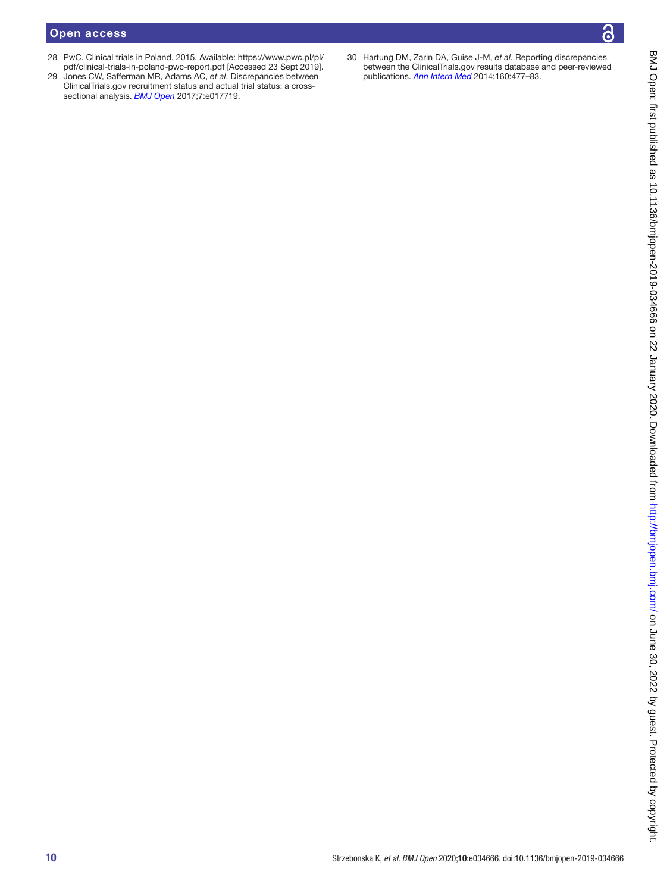28 PwC. Clinical trials in Poland, 2015. Available: https://www.pwc.pl/pl/pdf/clinical-trials-in-poland-pwc-report.pdf [Accessed 23 Sept 2019].

29 Jones CW, Safferman MR, Adams AC, *et al*. Discrepancies between ClinicalTrials.gov recruitment status and actual trial status: a cross-sectional analysis. *BMJ Open* 2017;7:e017719.

30 Hartung DM, Zarin DA, Guise J-M, *et al*. Reporting discrepancies between the ClinicalTrials.gov results database and peer-reviewed publications. *Ann Intern Med* 2014;160:477–83.